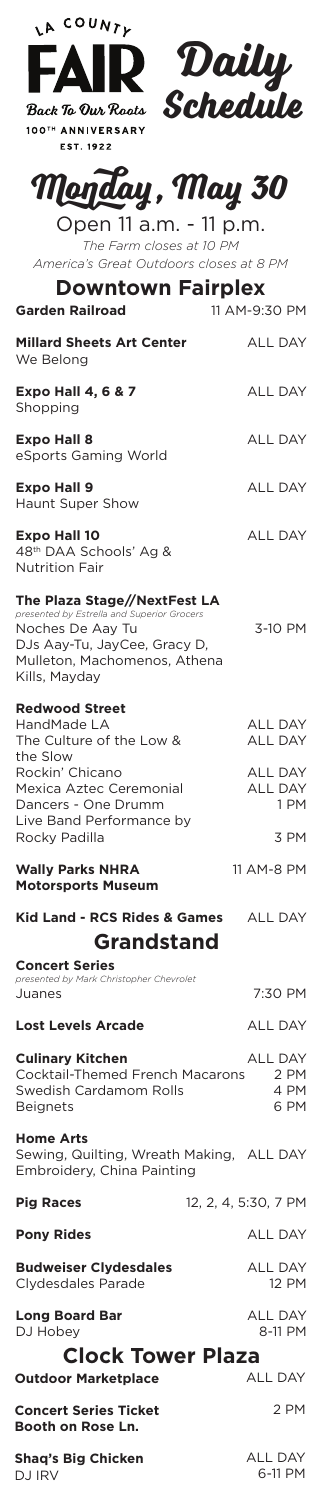LA COUNTY FAIR

Back To Our Roots

100TH ANNIVERSARY

EST. 1922

# Daily Schedule

## Monday, May 30

Open 11 a.m. - 11 p.m.

*The Farm closes at 10 PM*

*America's Great Outdoors closes at 8 PM*

## Downtown Fairplex

**Garden Railroad** — 11 AM-9:30 PM

**Millard Sheets Art Center** — ALL DAY
We Belong

**Expo Hall 4, 6 & 7** — ALL DAY
Shopping

**Expo Hall 8** — ALL DAY
eSports Gaming World

**Expo Hall 9** — ALL DAY
Haunt Super Show

**Expo Hall 10** — ALL DAY
48th DAA Schools' Ag & Nutrition Fair

**The Plaza Stage//NextFest LA**
*presented by Estrella and Superior Grocers*
Noches De Aay Tu — 3-10 PM
DJs Aay-Tu, JayCee, Gracy D, Mulleton, Machomenos, Athena Kills, Mayday

**Redwood Street**
HandMade LA — ALL DAY
The Culture of the Low & the Slow — ALL DAY
Rockin' Chicano — ALL DAY
Mexica Aztec Ceremonial Dancers - One Drumm — ALL DAY
Live Band Performance by — 1 PM
Rocky Padilla — 3 PM

**Wally Parks NHRA Motorsports Museum** — 11 AM-8 PM

**Kid Land - RCS Rides & Games** — ALL DAY

## Grandstand

**Concert Series**
*presented by Mark Christopher Chevrolet*
Juanes — 7:30 PM

**Lost Levels Arcade** — ALL DAY

**Culinary Kitchen** — ALL DAY
Cocktail-Themed French Macarons — 2 PM
Swedish Cardamom Rolls — 4 PM
Beignets — 6 PM

**Home Arts**
Sewing, Quilting, Wreath Making, Embroidery, China Painting — ALL DAY

**Pig Races** — 12, 2, 4, 5:30, 7 PM

**Pony Rides** — ALL DAY

**Budweiser Clydesdales** — ALL DAY
Clydesdales Parade — 12 PM

**Long Board Bar** — ALL DAY
DJ Hobey — 8-11 PM

## Clock Tower Plaza

**Outdoor Marketplace** — ALL DAY

**Concert Series Ticket Booth on Rose Ln.** — 2 PM

**Shaq's Big Chicken** — ALL DAY
DJ IRV — 6-11 PM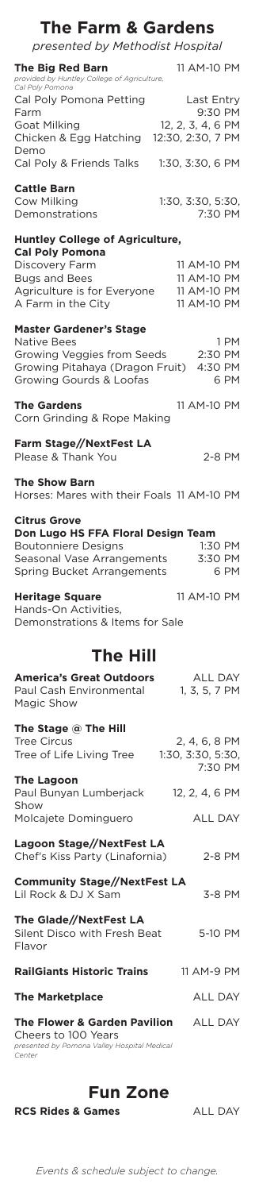# The Farm & Gardens

*presented by Methodist Hospital*

**The Big Red Barn** 11 AM-10 PM
*provided by Huntley College of Agriculture, Cal Poly Pomona*

| | |
|---|---|
| Cal Poly Pomona Petting Farm | Last Entry 9:30 PM |
| Goat Milking | 12, 2, 3, 4, 6 PM |
| Chicken & Egg Hatching Demo | 12:30, 2:30, 7 PM |
| Cal Poly & Friends Talks | 1:30, 3:30, 6 PM |

**Cattle Barn**

| | |
|---|---|
| Cow Milking Demonstrations | 1:30, 3:30, 5:30, 7:30 PM |

**Huntley College of Agriculture, Cal Poly Pomona**

| | |
|---|---|
| Discovery Farm | 11 AM-10 PM |
| Bugs and Bees | 11 AM-10 PM |
| Agriculture is for Everyone | 11 AM-10 PM |
| A Farm in the City | 11 AM-10 PM |

**Master Gardener's Stage**

| | |
|---|---|
| Native Bees | 1 PM |
| Growing Veggies from Seeds | 2:30 PM |
| Growing Pitahaya (Dragon Fruit) | 4:30 PM |
| Growing Gourds & Loofas | 6 PM |

**The Gardens** 11 AM-10 PM
Corn Grinding & Rope Making

**Farm Stage//NextFest LA**

| | |
|---|---|
| Please & Thank You | 2-8 PM |

**The Show Barn**

| | |
|---|---|
| Horses: Mares with their Foals | 11 AM-10 PM |

**Citrus Grove**
**Don Lugo HS FFA Floral Design Team**

| | |
|---|---|
| Boutonniere Designs | 1:30 PM |
| Seasonal Vase Arrangements | 3:30 PM |
| Spring Bucket Arrangements | 6 PM |

**Heritage Square** 11 AM-10 PM
Hands-On Activities, Demonstrations & Items for Sale

# The Hill

**America's Great Outdoors** ALL DAY

| | |
|---|---|
| Paul Cash Environmental Magic Show | 1, 3, 5, 7 PM |

**The Stage @ The Hill**

| | |
|---|---|
| Tree Circus | 2, 4, 6, 8 PM |
| Tree of Life Living Tree | 1:30, 3:30, 5:30, 7:30 PM |

**The Lagoon**

| | |
|---|---|
| Paul Bunyan Lumberjack Show | 12, 2, 4, 6 PM |
| Molcajete Dominguero | ALL DAY |

**Lagoon Stage//NextFest LA**

| | |
|---|---|
| Chef's Kiss Party (Linafornia) | 2-8 PM |

**Community Stage//NextFest LA**

| | |
|---|---|
| Lil Rock & DJ X Sam | 3-8 PM |

**The Glade//NextFest LA**

| | |
|---|---|
| Silent Disco with Fresh Beat Flavor | 5-10 PM |

**RailGiants Historic Trains** 11 AM-9 PM

**The Marketplace** ALL DAY

**The Flower & Garden Pavilion** ALL DAY
Cheers to 100 Years
*presented by Pomona Valley Hospital Medical Center*

# Fun Zone

**RCS Rides & Games** ALL DAY

*Events & schedule subject to change.*